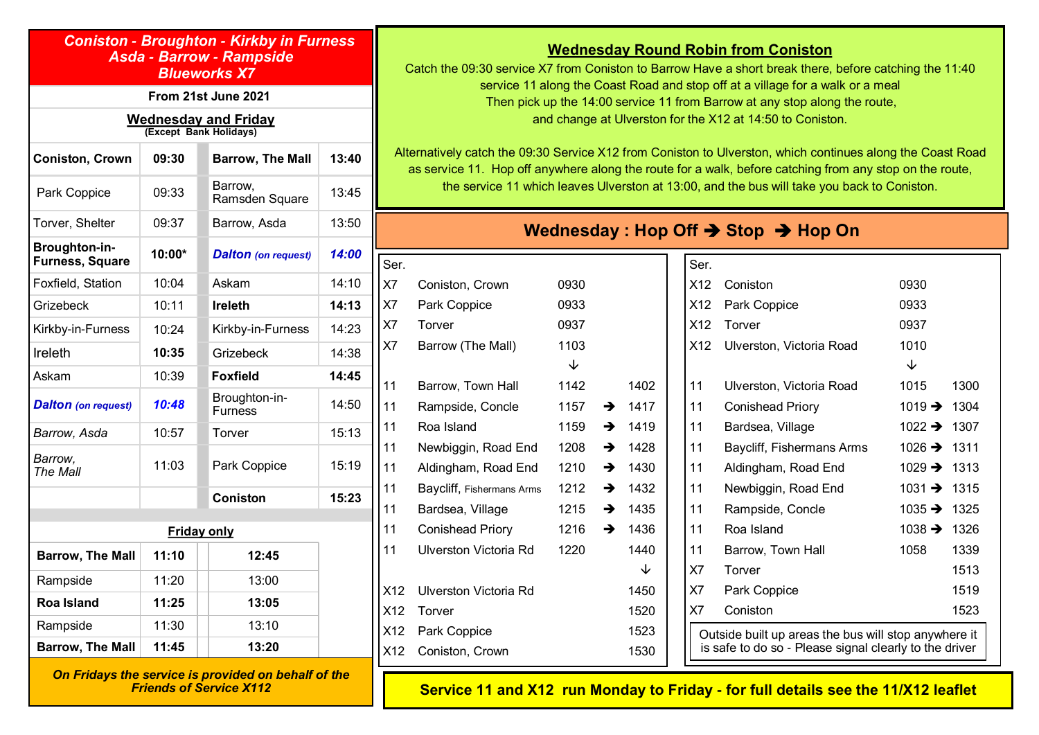## Coniston - Broughton - Kirkby in Furness Asda - Barrow - Rampside Blueworks X7

**From 21st June 2021**

**Wednesday and Friday**
(Except Bank Holidays)

| | | | | |
|---|---|---|---|---|
| **Coniston, Crown** | **09:30** | | **Barrow, The Mall** | **13:40** |
| Park Coppice | 09:33 | | Barrow, Ramsden Square | 13:45 |
| Torver, Shelter | 09:37 | | Barrow, Asda | 13:50 |
| **Broughton-in-Furness, Square** | **10:00*** | | ***Dalton** (on request)* | ***14:00*** |
| Foxfield, Station | 10:04 | | Askam | 14:10 |
| Grizebeck | 10:11 | | **Ireleth** | **14:13** |
| Kirkby-in-Furness | 10:24 | | Kirkby-in-Furness | 14:23 |
| Ireleth | **10:35** | | Grizebeck | 14:38 |
| Askam | 10:39 | | **Foxfield** | **14:45** |
| ***Dalton** (on request)* | ***10:48*** | | Broughton-in-Furness | 14:50 |
| *Barrow, Asda* | 10:57 | | Torver | 15:13 |
| *Barrow, The Mall* | 11:03 | | Park Coppice | 15:19 |
| | | | **Coniston** | **15:23** |

**Friday only**

| | | |
|---|---|---|
| **Barrow, The Mall** | **11:10** | **12:45** |
| Rampside | 11:20 | 13:00 |
| **Roa Island** | **11:25** | **13:05** |
| Rampside | 11:30 | 13:10 |
| **Barrow, The Mall** | **11:45** | **13:20** |

***On Fridays the service is provided on behalf of the Friends of Service X112***

## Wednesday Round Robin from Coniston

Catch the 09:30 service X7 from Coniston to Barrow Have a short break there, before catching the 11:40 service 11 along the Coast Road and stop off at a village for a walk or a meal Then pick up the 14:00 service 11 from Barrow at any stop along the route, and change at Ulverston for the X12 at 14:50 to Coniston.

Alternatively catch the 09:30 Service X12 from Coniston to Ulverston, which continues along the Coast Road as service 11. Hop off anywhere along the route for a walk, before catching from any stop on the route, the service 11 which leaves Ulverston at 13:00, and the bus will take you back to Coniston.

## Wednesday : Hop Off ➔ Stop ➔ Hop On

| Ser. | | | | |
|---|---|---|---|---|
| X7 | Coniston, Crown | 0930 | | |
| X7 | Park Coppice | 0933 | | |
| X7 | Torver | 0937 | | |
| X7 | Barrow (The Mall) | 1103 | | |
| | | ↓ | | |
| 11 | Barrow, Town Hall | 1142 | | 1402 |
| 11 | Rampside, Concle | 1157 | ➔ | 1417 |
| 11 | Roa Island | 1159 | ➔ | 1419 |
| 11 | Newbiggin, Road End | 1208 | ➔ | 1428 |
| 11 | Aldingham, Road End | 1210 | ➔ | 1430 |
| 11 | Baycliff, Fishermans Arms | 1212 | ➔ | 1432 |
| 11 | Bardsea, Village | 1215 | ➔ | 1435 |
| 11 | Conishead Priory | 1216 | ➔ | 1436 |
| 11 | Ulverston Victoria Rd | 1220 | | 1440 |
| | | | | ↓ |
| X12 | Ulverston Victoria Rd | | | 1450 |
| X12 | Torver | | | 1520 |
| X12 | Park Coppice | | | 1523 |
| X12 | Coniston, Crown | | | 1530 |

| Ser. | | | | |
|---|---|---|---|---|
| X12 | Coniston | 0930 | | |
| X12 | Park Coppice | 0933 | | |
| X12 | Torver | 0937 | | |
| X12 | Ulverston, Victoria Road | 1010 | | |
| | | ↓ | | |
| 11 | Ulverston, Victoria Road | 1015 | | 1300 |
| 11 | Conishead Priory | 1019 | ➔ | 1304 |
| 11 | Bardsea, Village | 1022 | ➔ | 1307 |
| 11 | Baycliff, Fishermans Arms | 1026 | ➔ | 1311 |
| 11 | Aldingham, Road End | 1029 | ➔ | 1313 |
| 11 | Newbiggin, Road End | 1031 | ➔ | 1315 |
| 11 | Rampside, Concle | 1035 | ➔ | 1325 |
| 11 | Roa Island | 1038 | ➔ | 1326 |
| 11 | Barrow, Town Hall | 1058 | | 1339 |
| X7 | Torver | | | 1513 |
| X7 | Park Coppice | | | 1519 |
| X7 | Coniston | | | 1523 |

Outside built up areas the bus will stop anywhere it is safe to do so - Please signal clearly to the driver

**Service 11 and X12 run Monday to Friday - for full details see the 11/X12 leaflet**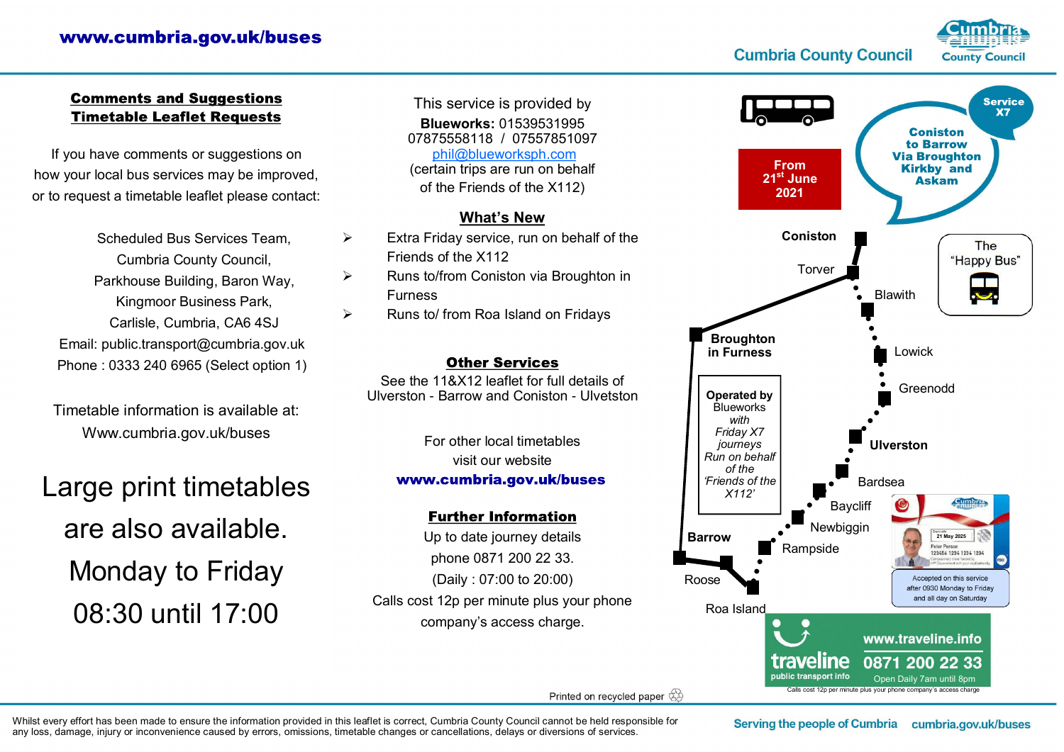www.cumbria.gov.uk/buses

Cumbria County Council

## Comments and Suggestions
## Timetable Leaflet Requests

If you have comments or suggestions on how your local bus services may be improved, or to request a timetable leaflet please contact:

Scheduled Bus Services Team,
Cumbria County Council,
Parkhouse Building, Baron Way,
Kingmoor Business Park,
Carlisle, Cumbria, CA6 4SJ
Email: public.transport@cumbria.gov.uk
Phone : 0333 240 6965 (Select option 1)

Timetable information is available at:
Www.cumbria.gov.uk/buses

Large print timetables are also available.
Monday to Friday
08:30 until 17:00

This service is provided by
**Blueworks:** 01539531995
07875558118 / 07557851097
phil@blueworksph.com
(certain trips are run on behalf of the Friends of the X112)

## What's New

- Extra Friday service, run on behalf of the Friends of the X112
- Runs to/from Coniston via Broughton in Furness
- Runs to/ from Roa Island on Fridays

## Other Services

See the 11&X12 leaflet for full details of Ulverston - Barrow and Coniston - Ulvetston

For other local timetables visit our website
**www.cumbria.gov.uk/buses**

## Further Information

Up to date journey details phone 0871 200 22 33.
(Daily : 07:00 to 20:00)
Calls cost 12p per minute plus your phone company's access charge.

**From 21st June 2021**

**Service X7**

**Coniston to Barrow Via Broughton Kirkby and Askam**

The "Happy Bus"

**Coniston**
Torver
Blawith
**Broughton in Furness**
Lowick
Greenodd
**Ulverston**
Bardsea
Baycliff
Newbiggin
**Barrow**
Rampside
Roose
Roa Island

**Operated by** Blueworks *with Friday X7 journeys Run on behalf of the 'Friends of the X112'*

Accepted on this service after 0930 Monday to Friday and all day on Saturday

traveline public transport info
www.traveline.info
0871 200 22 33
Open Daily 7am until 8pm
Calls cost 12p per minute plus your phone company's access charge

Printed on recycled paper

Whilst every effort has been made to ensure the information provided in this leaflet is correct, Cumbria County Council cannot be held responsible for any loss, damage, injury or inconvenience caused by errors, omissions, timetable changes or cancellations, delays or diversions of services.

Serving the people of Cumbria cumbria.gov.uk/buses